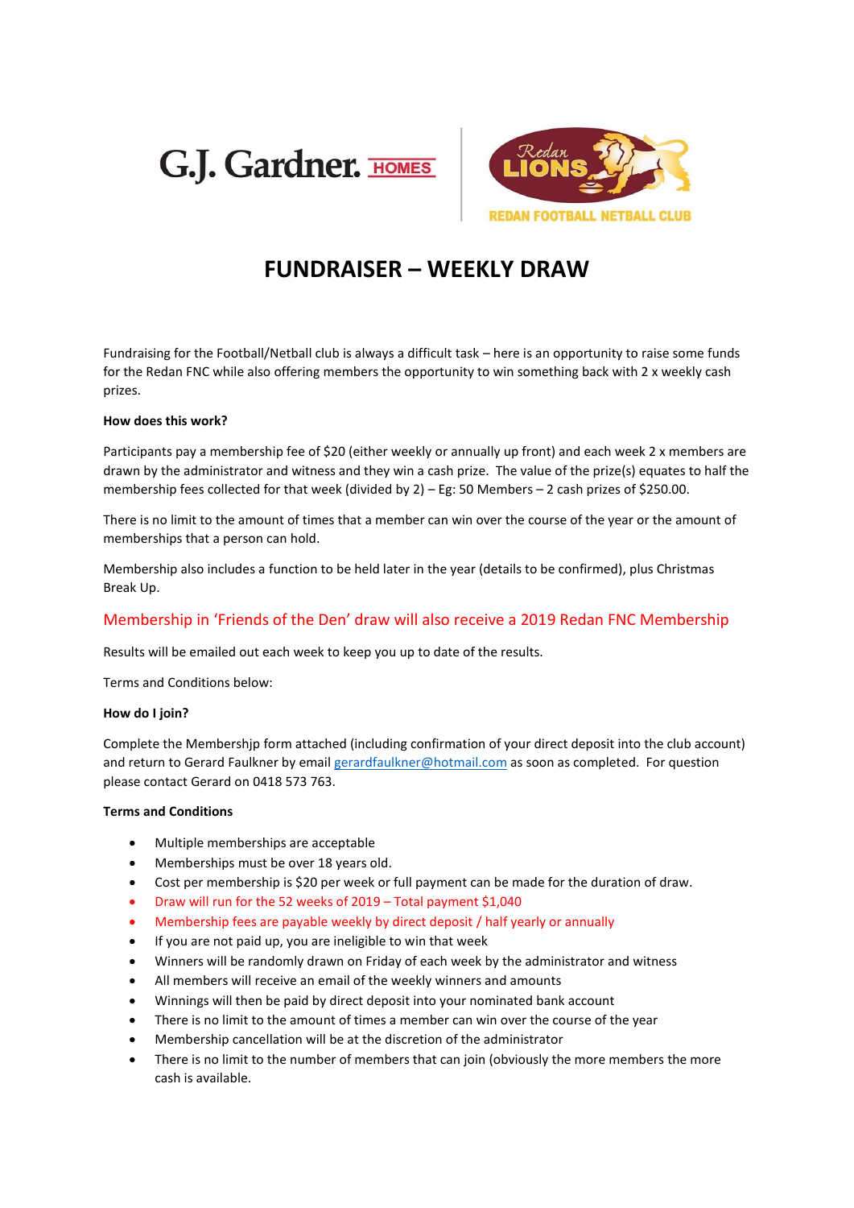G.J. Gardner. HOMES

Redan LIONS

REDAN FOOTBALL NETBALL CLUB

# FUNDRAISER – WEEKLY DRAW

Fundraising for the Football/Netball club is always a difficult task – here is an opportunity to raise some funds for the Redan FNC while also offering members the opportunity to win something back with 2 x weekly cash prizes.

**How does this work?**

Participants pay a membership fee of $20 (either weekly or annually up front) and each week 2 x members are drawn by the administrator and witness and they win a cash prize. The value of the prize(s) equates to half the membership fees collected for that week (divided by 2) – Eg: 50 Members – 2 cash prizes of $250.00.

There is no limit to the amount of times that a member can win over the course of the year or the amount of memberships that a person can hold.

Membership also includes a function to be held later in the year (details to be confirmed), plus Christmas Break Up.

Membership in 'Friends of the Den' draw will also receive a 2019 Redan FNC Membership

Results will be emailed out each week to keep you up to date of the results.

Terms and Conditions below:

**How do I join?**

Complete the Membershjp form attached (including confirmation of your direct deposit into the club account) and return to Gerard Faulkner by email gerardfaulkner@hotmail.com as soon as completed. For question please contact Gerard on 0418 573 763.

**Terms and Conditions**

- Multiple memberships are acceptable
- Memberships must be over 18 years old.
- Cost per membership is $20 per week or full payment can be made for the duration of draw.
- Draw will run for the 52 weeks of 2019 – Total payment $1,040
- Membership fees are payable weekly by direct deposit / half yearly or annually
- If you are not paid up, you are ineligible to win that week
- Winners will be randomly drawn on Friday of each week by the administrator and witness
- All members will receive an email of the weekly winners and amounts
- Winnings will then be paid by direct deposit into your nominated bank account
- There is no limit to the amount of times a member can win over the course of the year
- Membership cancellation will be at the discretion of the administrator
- There is no limit to the number of members that can join (obviously the more members the more cash is available.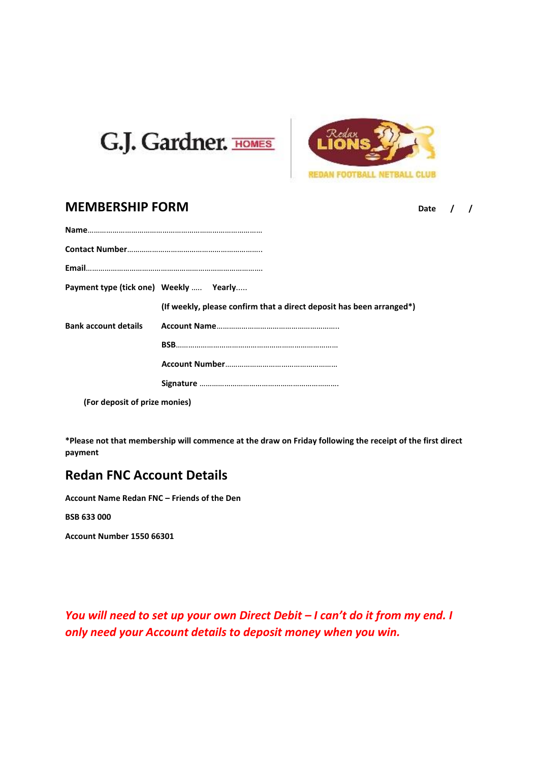G.J. Gardner. HOMES

Redan LIONS

REDAN FOOTBALL NETBALL CLUB

## MEMBERSHIP FORM

**Date / /**

**Name**…………………………………………………………………………

**Contact Number**……………………………………………………….

**Email**…………………………………………………………………………

**Payment type (tick one)** **Weekly** ….. **Yearly**…..

**(If weekly, please confirm that a direct deposit has been arranged\*)**

**Bank account details** **Account Name**…………………………………………………..

**BSB**……………………………………………………………………

**Account Number**………………………………………………

**Signature** …………………………………………………………

**(For deposit of prize monies)**

**\*Please not that membership will commence at the draw on Friday following the receipt of the first direct payment**

## Redan FNC Account Details

**Account Name Redan FNC – Friends of the Den**

**BSB 633 000**

**Account Number 1550 66301**

***You will need to set up your own Direct Debit – I can't do it from my end. I only need your Account details to deposit money when you win.***